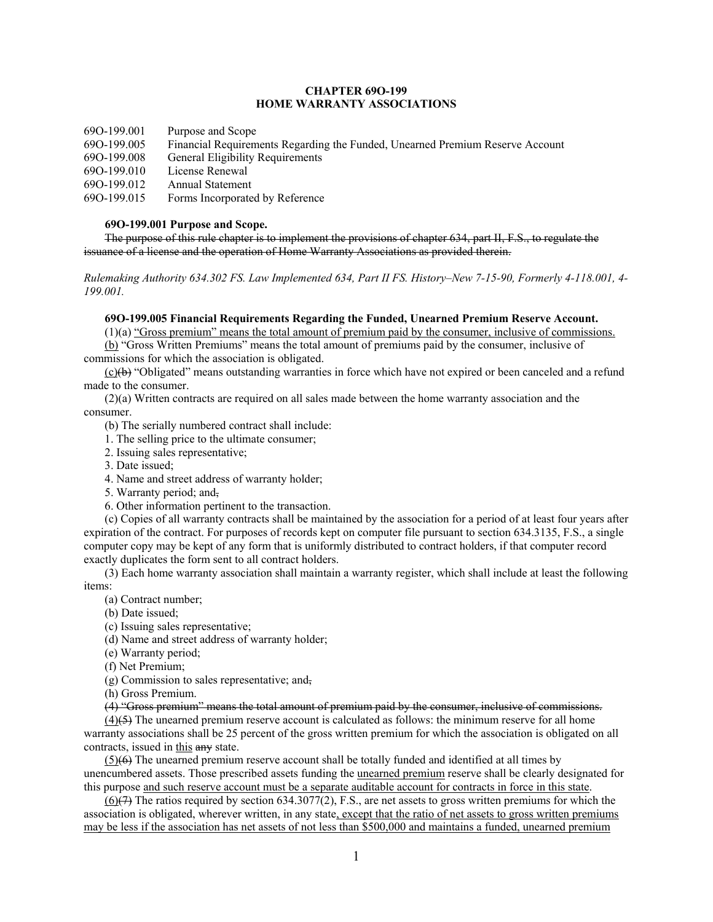# CHAPTER 69O-199
# HOME WARRANTY ASSOCIATIONS

| | |
|---|---|
| 69O-199.001 | Purpose and Scope |
| 69O-199.005 | Financial Requirements Regarding the Funded, Unearned Premium Reserve Account |
| 69O-199.008 | General Eligibility Requirements |
| 69O-199.010 | License Renewal |
| 69O-199.012 | Annual Statement |
| 69O-199.015 | Forms Incorporated by Reference |

**69O-199.001 Purpose and Scope.**

~~The purpose of this rule chapter is to implement the provisions of chapter 634, part II, F.S., to regulate the issuance of a license and the operation of Home Warranty Associations as provided therein.~~

*Rulemaking Authority 634.302 FS. Law Implemented 634, Part II FS. History–New 7-15-90, Formerly 4-118.001, 4-199.001.*

**69O-199.005 Financial Requirements Regarding the Funded, Unearned Premium Reserve Account.**

(1)(a) <u>"Gross premium" means the total amount of premium paid by the consumer, inclusive of commissions.</u>

<u>(b)</u> "Gross Written Premiums" means the total amount of premiums paid by the consumer, inclusive of commissions for which the association is obligated.

<u>(c)</u>~~(b)~~ "Obligated" means outstanding warranties in force which have not expired or been canceled and a refund made to the consumer.

(2)(a) Written contracts are required on all sales made between the home warranty association and the consumer.

(b) The serially numbered contract shall include:

1. The selling price to the ultimate consumer;

2. Issuing sales representative;

3. Date issued;

4. Name and street address of warranty holder;

5. Warranty period; and~~,~~

6. Other information pertinent to the transaction.

(c) Copies of all warranty contracts shall be maintained by the association for a period of at least four years after expiration of the contract. For purposes of records kept on computer file pursuant to section 634.3135, F.S., a single computer copy may be kept of any form that is uniformly distributed to contract holders, if that computer record exactly duplicates the form sent to all contract holders.

(3) Each home warranty association shall maintain a warranty register, which shall include at least the following items:

(a) Contract number;

(b) Date issued;

(c) Issuing sales representative;

(d) Name and street address of warranty holder;

(e) Warranty period;

(f) Net Premium;

(g) Commission to sales representative; and~~,~~

(h) Gross Premium.

~~(4) "Gross premium" means the total amount of premium paid by the consumer, inclusive of commissions.~~

<u>(4)</u>~~(5)~~ The unearned premium reserve account is calculated as follows: the minimum reserve for all home warranty associations shall be 25 percent of the gross written premium for which the association is obligated on all contracts, issued in <u>this</u> ~~any~~ state.

<u>(5)</u>~~(6)~~ The unearned premium reserve account shall be totally funded and identified at all times by unencumbered assets. Those prescribed assets funding the <u>unearned premium</u> reserve shall be clearly designated for this purpose <u>and such reserve account must be a separate auditable account for contracts in force in this state</u>.

<u>(6)</u>~~(7)~~ The ratios required by section 634.3077(2), F.S., are net assets to gross written premiums for which the association is obligated, wherever written, in any state<u>, except that the ratio of net assets to gross written premiums may be less if the association has net assets of not less than $500,000 and maintains a funded, unearned premium</u>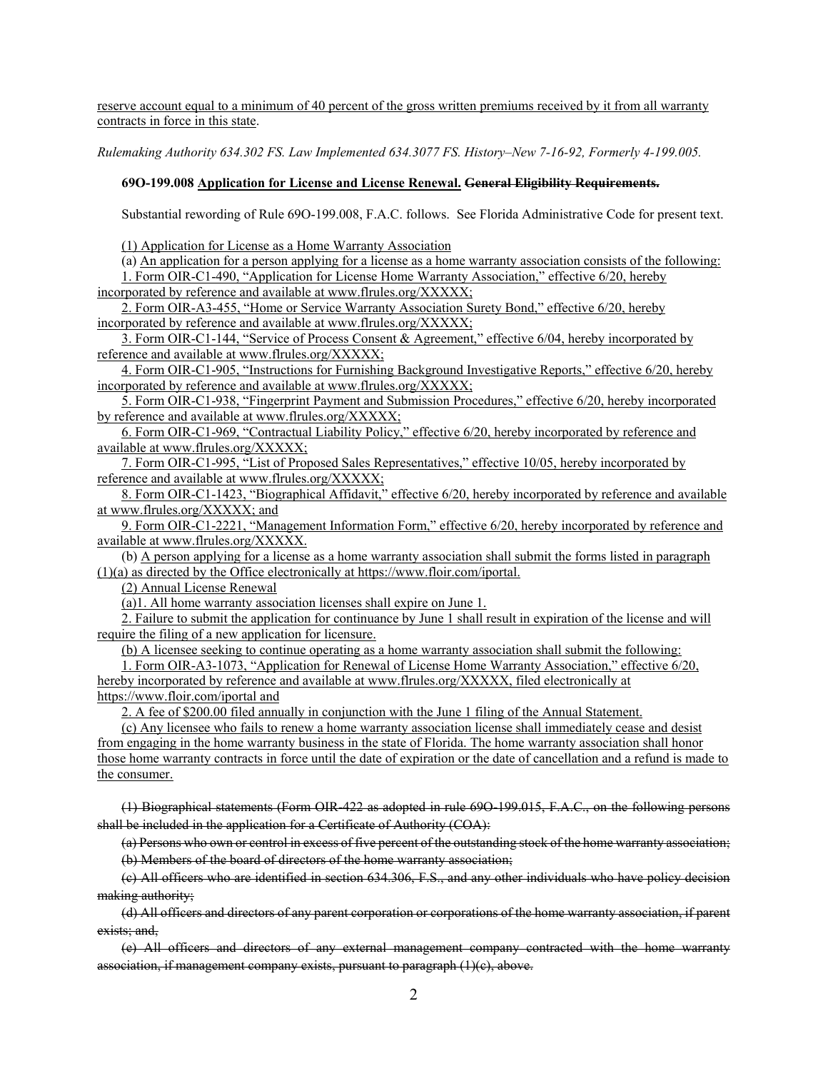reserve account equal to a minimum of 40 percent of the gross written premiums received by it from all warranty contracts in force in this state.

*Rulemaking Authority 634.302 FS. Law Implemented 634.3077 FS. History–New 7-16-92, Formerly 4-199.005.*

**69O-199.008 Application for License and License Renewal. ~~General Eligibility Requirements.~~**

Substantial rewording of Rule 69O-199.008, F.A.C. follows. See Florida Administrative Code for present text.

(1) Application for License as a Home Warranty Association

(a) An application for a person applying for a license as a home warranty association consists of the following:

1. Form OIR-C1-490, "Application for License Home Warranty Association," effective 6/20, hereby incorporated by reference and available at www.flrules.org/XXXXX;

2. Form OIR-A3-455, "Home or Service Warranty Association Surety Bond," effective 6/20, hereby incorporated by reference and available at www.flrules.org/XXXXX;

3. Form OIR-C1-144, "Service of Process Consent & Agreement," effective 6/04, hereby incorporated by reference and available at www.flrules.org/XXXXX;

4. Form OIR-C1-905, "Instructions for Furnishing Background Investigative Reports," effective 6/20, hereby incorporated by reference and available at www.flrules.org/XXXXX;

5. Form OIR-C1-938, "Fingerprint Payment and Submission Procedures," effective 6/20, hereby incorporated by reference and available at www.flrules.org/XXXXX;

6. Form OIR-C1-969, "Contractual Liability Policy," effective 6/20, hereby incorporated by reference and available at www.flrules.org/XXXXX;

7. Form OIR-C1-995, "List of Proposed Sales Representatives," effective 10/05, hereby incorporated by reference and available at www.flrules.org/XXXXX;

8. Form OIR-C1-1423, "Biographical Affidavit," effective 6/20, hereby incorporated by reference and available at www.flrules.org/XXXXX; and

9. Form OIR-C1-2221, "Management Information Form," effective 6/20, hereby incorporated by reference and available at www.flrules.org/XXXXX.

(b) A person applying for a license as a home warranty association shall submit the forms listed in paragraph (1)(a) as directed by the Office electronically at https://www.floir.com/iportal.

(2) Annual License Renewal

(a)1. All home warranty association licenses shall expire on June 1.

2. Failure to submit the application for continuance by June 1 shall result in expiration of the license and will require the filing of a new application for licensure.

(b) A licensee seeking to continue operating as a home warranty association shall submit the following:

1. Form OIR-A3-1073, "Application for Renewal of License Home Warranty Association," effective 6/20, hereby incorporated by reference and available at www.flrules.org/XXXXX, filed electronically at https://www.floir.com/iportal and

2. A fee of $200.00 filed annually in conjunction with the June 1 filing of the Annual Statement.

(c) Any licensee who fails to renew a home warranty association license shall immediately cease and desist from engaging in the home warranty business in the state of Florida. The home warranty association shall honor those home warranty contracts in force until the date of expiration or the date of cancellation and a refund is made to the consumer.

~~(1) Biographical statements (Form OIR-422 as adopted in rule 69O-199.015, F.A.C., on the following persons shall be included in the application for a Certificate of Authority (COA):~~

~~(a) Persons who own or control in excess of five percent of the outstanding stock of the home warranty association;~~

~~(b) Members of the board of directors of the home warranty association;~~

~~(c) All officers who are identified in section 634.306, F.S., and any other individuals who have policy decision making authority;~~

~~(d) All officers and directors of any parent corporation or corporations of the home warranty association, if parent exists; and,~~

~~(e) All officers and directors of any external management company contracted with the home warranty association, if management company exists, pursuant to paragraph (1)(c), above.~~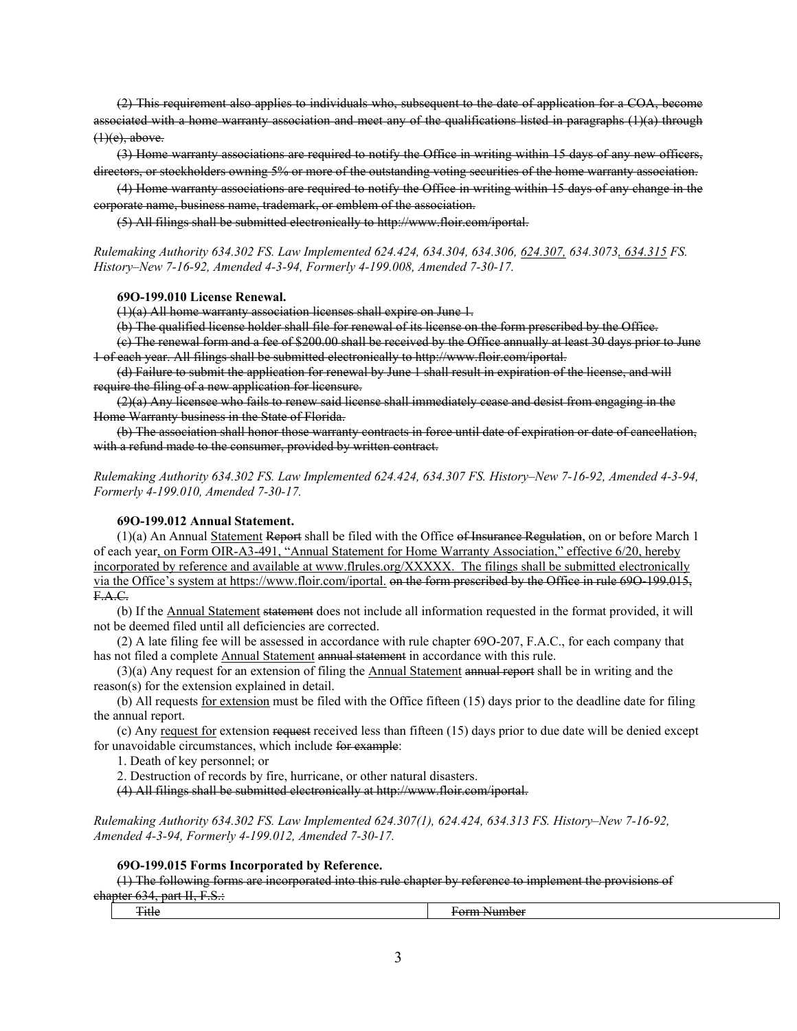~~(2) This requirement also applies to individuals who, subsequent to the date of application for a COA, become associated with a home warranty association and meet any of the qualifications listed in paragraphs (1)(a) through (1)(e), above.~~

~~(3) Home warranty associations are required to notify the Office in writing within 15 days of any new officers, directors, or stockholders owning 5% or more of the outstanding voting securities of the home warranty association.~~

~~(4) Home warranty associations are required to notify the Office in writing within 15 days of any change in the corporate name, business name, trademark, or emblem of the association.~~

~~(5) All filings shall be submitted electronically to http://www.floir.com/iportal.~~

*Rulemaking Authority 634.302 FS. Law Implemented 624.424, 634.304, 634.306, 624.307, 634.3073, 634.315 FS. History–New 7-16-92, Amended 4-3-94, Formerly 4-199.008, Amended 7-30-17.*

**69O-199.010 License Renewal.**

~~(1)(a) All home warranty association licenses shall expire on June 1.~~

~~(b) The qualified license holder shall file for renewal of its license on the form prescribed by the Office.~~

~~(c) The renewal form and a fee of $200.00 shall be received by the Office annually at least 30 days prior to June 1 of each year. All filings shall be submitted electronically to http://www.floir.com/iportal.~~

~~(d) Failure to submit the application for renewal by June 1 shall result in expiration of the license, and will require the filing of a new application for licensure.~~

~~(2)(a) Any licensee who fails to renew said license shall immediately cease and desist from engaging in the Home Warranty business in the State of Florida.~~

~~(b) The association shall honor those warranty contracts in force until date of expiration or date of cancellation, with a refund made to the consumer, provided by written contract.~~

*Rulemaking Authority 634.302 FS. Law Implemented 624.424, 634.307 FS. History–New 7-16-92, Amended 4-3-94, Formerly 4-199.010, Amended 7-30-17.*

**69O-199.012 Annual Statement.**

(1)(a) An Annual <u>Statement</u> ~~Report~~ shall be filed with the Office ~~of Insurance Regulation~~, on or before March 1 of each year<u>, on Form OIR-A3-491, "Annual Statement for Home Warranty Association," effective 6/20, hereby incorporated by reference and available at www.flrules.org/XXXXX. The filings shall be submitted electronically via the Office's system at https://www.floir.com/iportal.</u> ~~on the form prescribed by the Office in rule 69O-199.015, F.A.C.~~

(b) If the <u>Annual Statement</u> ~~statement~~ does not include all information requested in the format provided, it will not be deemed filed until all deficiencies are corrected.

(2) A late filing fee will be assessed in accordance with rule chapter 69O-207, F.A.C., for each company that has not filed a complete <u>Annual Statement</u> ~~annual statement~~ in accordance with this rule.

(3)(a) Any request for an extension of filing the <u>Annual Statement</u> ~~annual report~~ shall be in writing and the reason(s) for the extension explained in detail.

(b) All requests <u>for extension</u> must be filed with the Office fifteen (15) days prior to the deadline date for filing the annual report.

(c) Any <u>request for</u> extension ~~request~~ received less than fifteen (15) days prior to due date will be denied except for unavoidable circumstances, which include ~~for example~~:

1. Death of key personnel; or

2. Destruction of records by fire, hurricane, or other natural disasters.

~~(4) All filings shall be submitted electronically at http://www.floir.com/iportal.~~

*Rulemaking Authority 634.302 FS. Law Implemented 624.307(1), 624.424, 634.313 FS. History–New 7-16-92, Amended 4-3-94, Formerly 4-199.012, Amended 7-30-17.*

**69O-199.015 Forms Incorporated by Reference.**

~~(1) The following forms are incorporated into this rule chapter by reference to implement the provisions of chapter 634, part II, F.S.:~~

| ~~Title~~ | ~~Form Number~~ |
|---|---|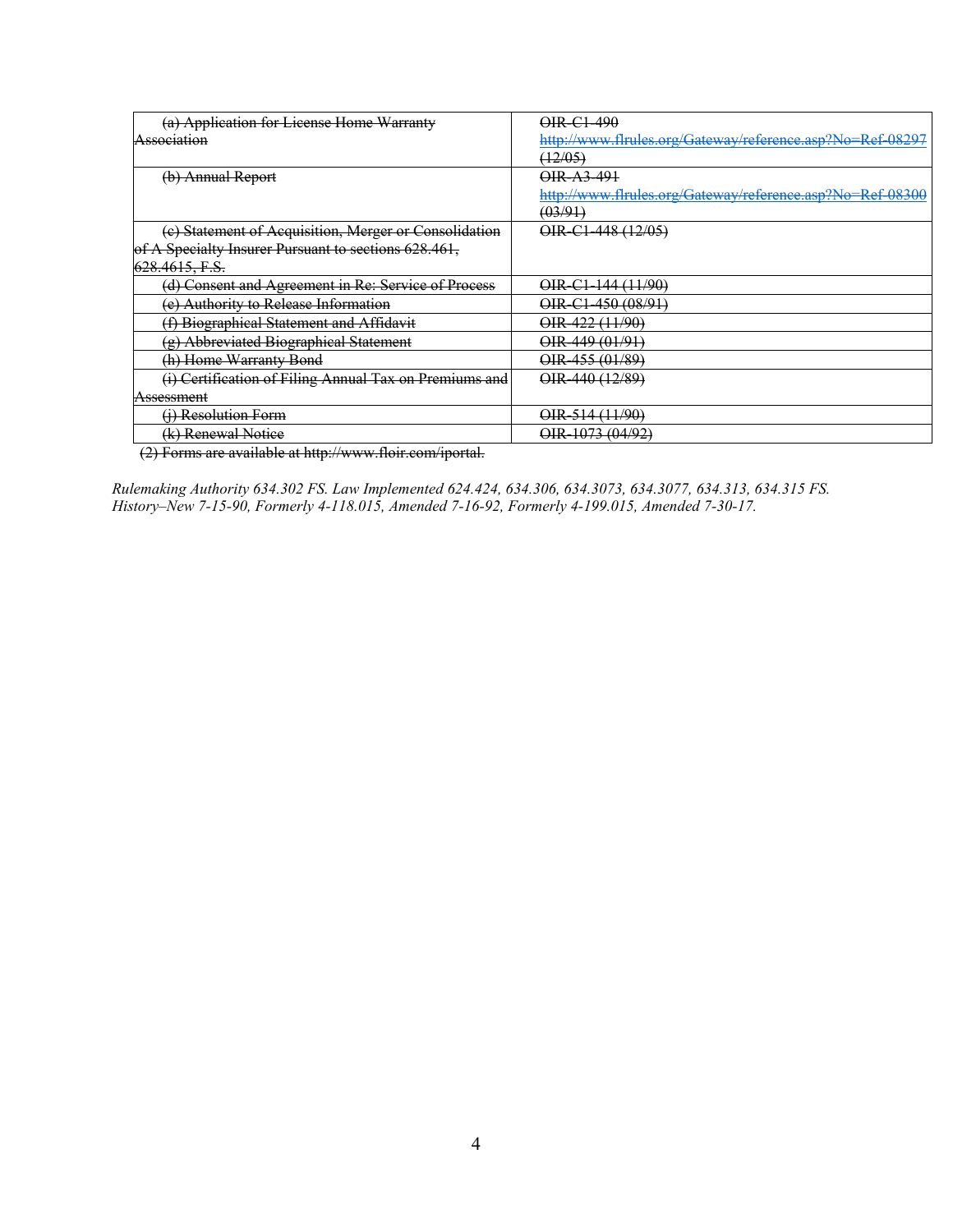| | |
|---|---|
| ~~(a) Application for License Home Warranty Association~~ | ~~OIR-C1-490 http://www.flrules.org/Gateway/reference.asp?No=Ref-08297 (12/05)~~ |
| ~~(b) Annual Report~~ | ~~OIR-A3-491 http://www.flrules.org/Gateway/reference.asp?No=Ref-08300 (03/91)~~ |
| ~~(c) Statement of Acquisition, Merger or Consolidation of A Specialty Insurer Pursuant to sections 628.461, 628.4615, F.S.~~ | ~~OIR-C1-448 (12/05)~~ |
| ~~(d) Consent and Agreement in Re: Service of Process~~ | ~~OIR-C1-144 (11/90)~~ |
| ~~(e) Authority to Release Information~~ | ~~OIR-C1-450 (08/91)~~ |
| ~~(f) Biographical Statement and Affidavit~~ | ~~OIR-422 (11/90)~~ |
| ~~(g) Abbreviated Biographical Statement~~ | ~~OIR-449 (01/91)~~ |
| ~~(h) Home Warranty Bond~~ | ~~OIR-455 (01/89)~~ |
| ~~(i) Certification of Filing Annual Tax on Premiums and Assessment~~ | ~~OIR-440 (12/89)~~ |
| ~~(j) Resolution Form~~ | ~~OIR-514 (11/90)~~ |
| ~~(k) Renewal Notice~~ | ~~OIR-1073 (04/92)~~ |

~~(2) Forms are available at http://www.floir.com/iportal.~~

*Rulemaking Authority 634.302 FS. Law Implemented 624.424, 634.306, 634.3073, 634.3077, 634.313, 634.315 FS. History–New 7-15-90, Formerly 4-118.015, Amended 7-16-92, Formerly 4-199.015, Amended 7-30-17.*